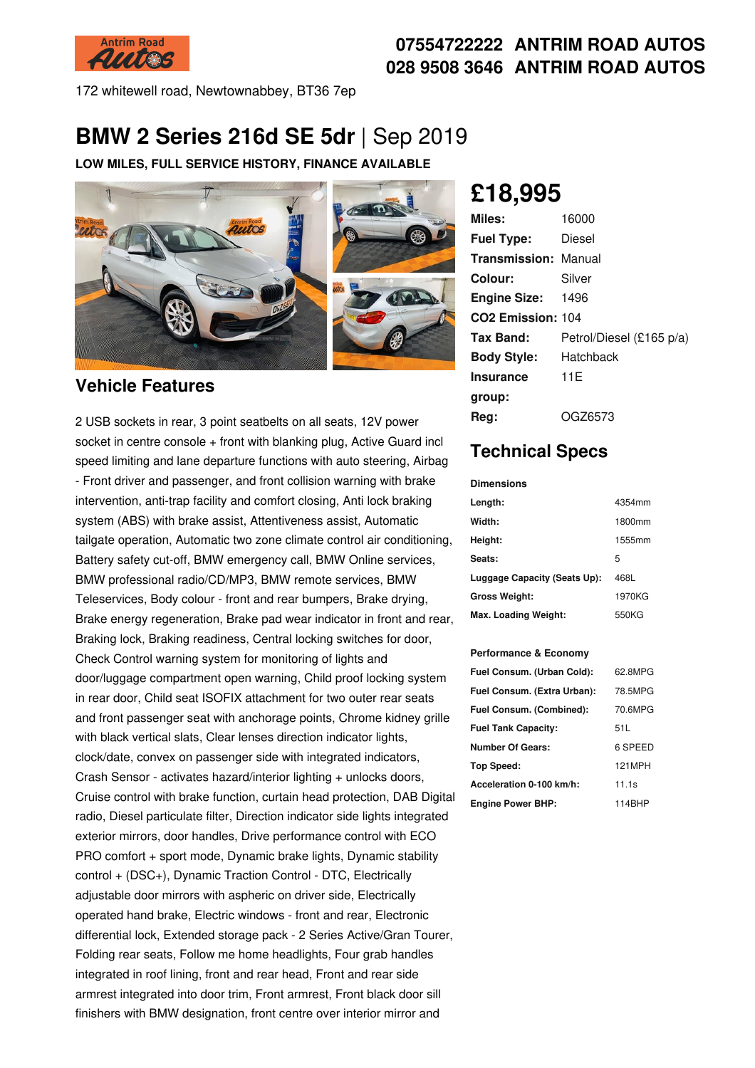# 07554722222 ANTRIM ROAD AUTOS
# 028 9508 3646 ANTRIM ROAD AUTOS

172 whitewell road, Newtownabbey, BT36 7ep

# BMW 2 Series 216d SE 5dr | Sep 2019

**LOW MILES, FULL SERVICE HISTORY, FINANCE AVAILABLE**

## £18,995

| | |
|---|---|
| **Miles:** | 16000 |
| **Fuel Type:** | Diesel |
| **Transmission:** | Manual |
| **Colour:** | Silver |
| **Engine Size:** | 1496 |
| **CO2 Emission:** | 104 |
| **Tax Band:** | Petrol/Diesel (£165 p/a) |
| **Body Style:** | Hatchback |
| **Insurance group:** | 11E |
| **Reg:** | OGZ6573 |

## Technical Specs

**Dimensions**

| | |
|---|---|
| **Length:** | 4354mm |
| **Width:** | 1800mm |
| **Height:** | 1555mm |
| **Seats:** | 5 |
| **Luggage Capacity (Seats Up):** | 468L |
| **Gross Weight:** | 1970KG |
| **Max. Loading Weight:** | 550KG |

**Performance & Economy**

| | |
|---|---|
| **Fuel Consum. (Urban Cold):** | 62.8MPG |
| **Fuel Consum. (Extra Urban):** | 78.5MPG |
| **Fuel Consum. (Combined):** | 70.6MPG |
| **Fuel Tank Capacity:** | 51L |
| **Number Of Gears:** | 6 SPEED |
| **Top Speed:** | 121MPH |
| **Acceleration 0-100 km/h:** | 11.1s |
| **Engine Power BHP:** | 114BHP |

## Vehicle Features

2 USB sockets in rear, 3 point seatbelts on all seats, 12V power socket in centre console + front with blanking plug, Active Guard incl speed limiting and lane departure functions with auto steering, Airbag - Front driver and passenger, and front collision warning with brake intervention, anti-trap facility and comfort closing, Anti lock braking system (ABS) with brake assist, Attentiveness assist, Automatic tailgate operation, Automatic two zone climate control air conditioning, Battery safety cut-off, BMW emergency call, BMW Online services, BMW professional radio/CD/MP3, BMW remote services, BMW Teleservices, Body colour - front and rear bumpers, Brake drying, Brake energy regeneration, Brake pad wear indicator in front and rear, Braking lock, Braking readiness, Central locking switches for door, Check Control warning system for monitoring of lights and door/luggage compartment open warning, Child proof locking system in rear door, Child seat ISOFIX attachment for two outer rear seats and front passenger seat with anchorage points, Chrome kidney grille with black vertical slats, Clear lenses direction indicator lights, clock/date, convex on passenger side with integrated indicators, Crash Sensor - activates hazard/interior lighting + unlocks doors, Cruise control with brake function, curtain head protection, DAB Digital radio, Diesel particulate filter, Direction indicator side lights integrated exterior mirrors, door handles, Drive performance control with ECO PRO comfort + sport mode, Dynamic brake lights, Dynamic stability control + (DSC+), Dynamic Traction Control - DTC, Electrically adjustable door mirrors with aspheric on driver side, Electrically operated hand brake, Electric windows - front and rear, Electronic differential lock, Extended storage pack - 2 Series Active/Gran Tourer, Folding rear seats, Follow me home headlights, Four grab handles integrated in roof lining, front and rear head, Front and rear side armrest integrated into door trim, Front armrest, Front black door sill finishers with BMW designation, front centre over interior mirror and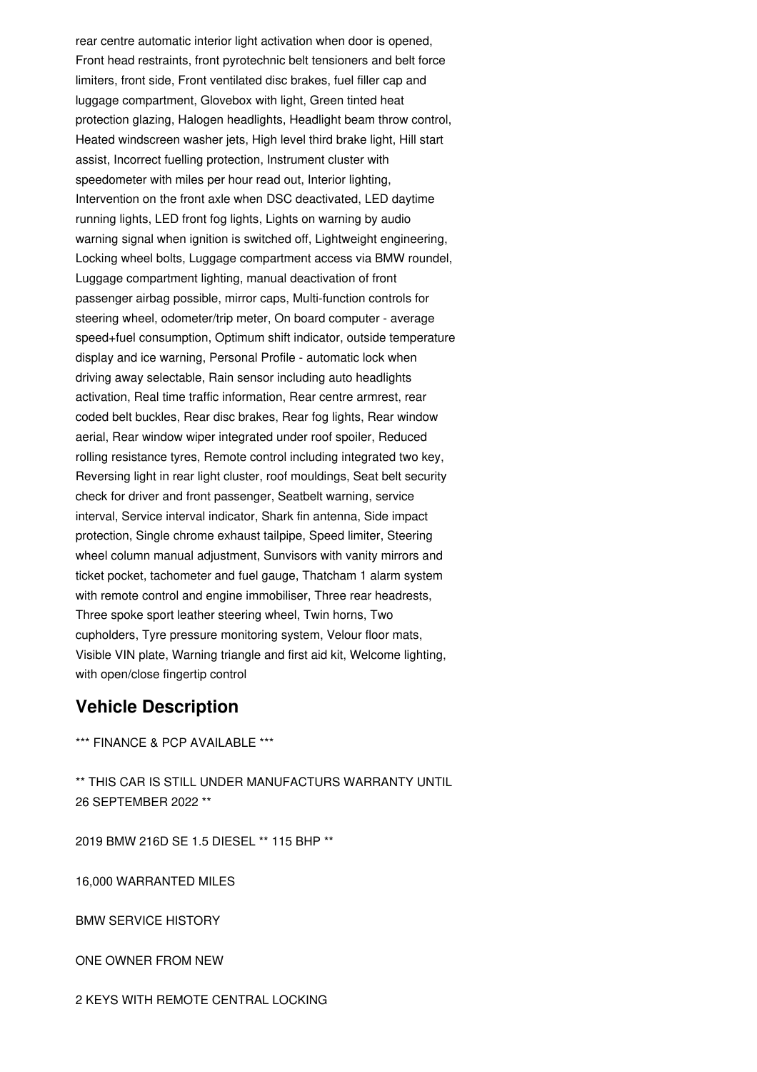rear centre automatic interior light activation when door is opened, Front head restraints, front pyrotechnic belt tensioners and belt force limiters, front side, Front ventilated disc brakes, fuel filler cap and luggage compartment, Glovebox with light, Green tinted heat protection glazing, Halogen headlights, Headlight beam throw control, Heated windscreen washer jets, High level third brake light, Hill start assist, Incorrect fuelling protection, Instrument cluster with speedometer with miles per hour read out, Interior lighting, Intervention on the front axle when DSC deactivated, LED daytime running lights, LED front fog lights, Lights on warning by audio warning signal when ignition is switched off, Lightweight engineering, Locking wheel bolts, Luggage compartment access via BMW roundel, Luggage compartment lighting, manual deactivation of front passenger airbag possible, mirror caps, Multi-function controls for steering wheel, odometer/trip meter, On board computer - average speed+fuel consumption, Optimum shift indicator, outside temperature display and ice warning, Personal Profile - automatic lock when driving away selectable, Rain sensor including auto headlights activation, Real time traffic information, Rear centre armrest, rear coded belt buckles, Rear disc brakes, Rear fog lights, Rear window aerial, Rear window wiper integrated under roof spoiler, Reduced rolling resistance tyres, Remote control including integrated two key, Reversing light in rear light cluster, roof mouldings, Seat belt security check for driver and front passenger, Seatbelt warning, service interval, Service interval indicator, Shark fin antenna, Side impact protection, Single chrome exhaust tailpipe, Speed limiter, Steering wheel column manual adjustment, Sunvisors with vanity mirrors and ticket pocket, tachometer and fuel gauge, Thatcham 1 alarm system with remote control and engine immobiliser, Three rear headrests, Three spoke sport leather steering wheel, Twin horns, Two cupholders, Tyre pressure monitoring system, Velour floor mats, Visible VIN plate, Warning triangle and first aid kit, Welcome lighting, with open/close fingertip control

## Vehicle Description

*** FINANCE & PCP AVAILABLE ***

** THIS CAR IS STILL UNDER MANUFACTURS WARRANTY UNTIL 26 SEPTEMBER 2022 **

2019 BMW 216D SE 1.5 DIESEL ** 115 BHP **

16,000 WARRANTED MILES

BMW SERVICE HISTORY

ONE OWNER FROM NEW

2 KEYS WITH REMOTE CENTRAL LOCKING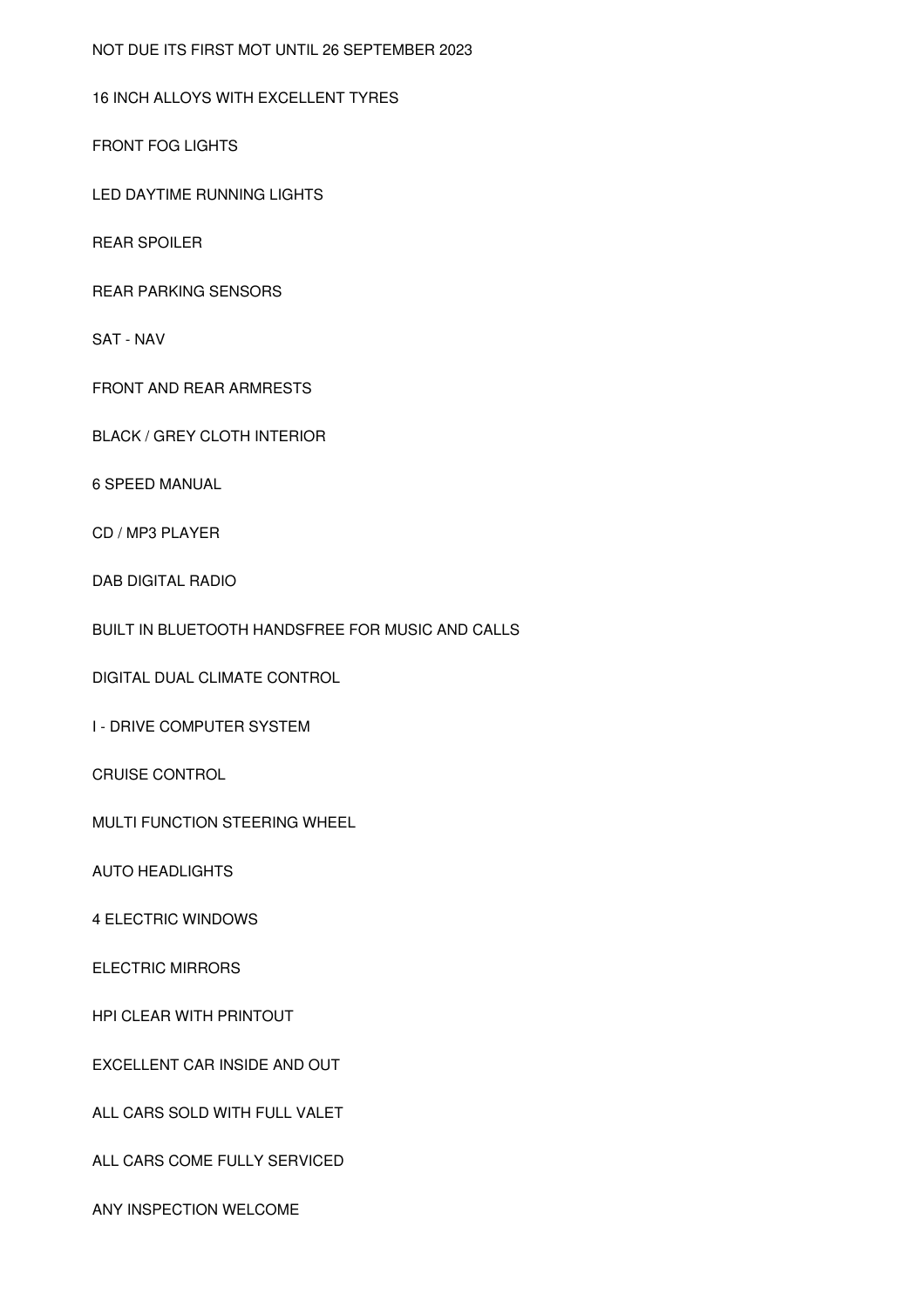NOT DUE ITS FIRST MOT UNTIL 26 SEPTEMBER 2023

16 INCH ALLOYS WITH EXCELLENT TYRES

FRONT FOG LIGHTS

LED DAYTIME RUNNING LIGHTS

REAR SPOILER

REAR PARKING SENSORS

SAT - NAV

FRONT AND REAR ARMRESTS

BLACK / GREY CLOTH INTERIOR

6 SPEED MANUAL

CD / MP3 PLAYER

DAB DIGITAL RADIO

BUILT IN BLUETOOTH HANDSFREE FOR MUSIC AND CALLS

DIGITAL DUAL CLIMATE CONTROL

I - DRIVE COMPUTER SYSTEM

CRUISE CONTROL

MULTI FUNCTION STEERING WHEEL

AUTO HEADLIGHTS

4 ELECTRIC WINDOWS

ELECTRIC MIRRORS

HPI CLEAR WITH PRINTOUT

EXCELLENT CAR INSIDE AND OUT

ALL CARS SOLD WITH FULL VALET

ALL CARS COME FULLY SERVICED

ANY INSPECTION WELCOME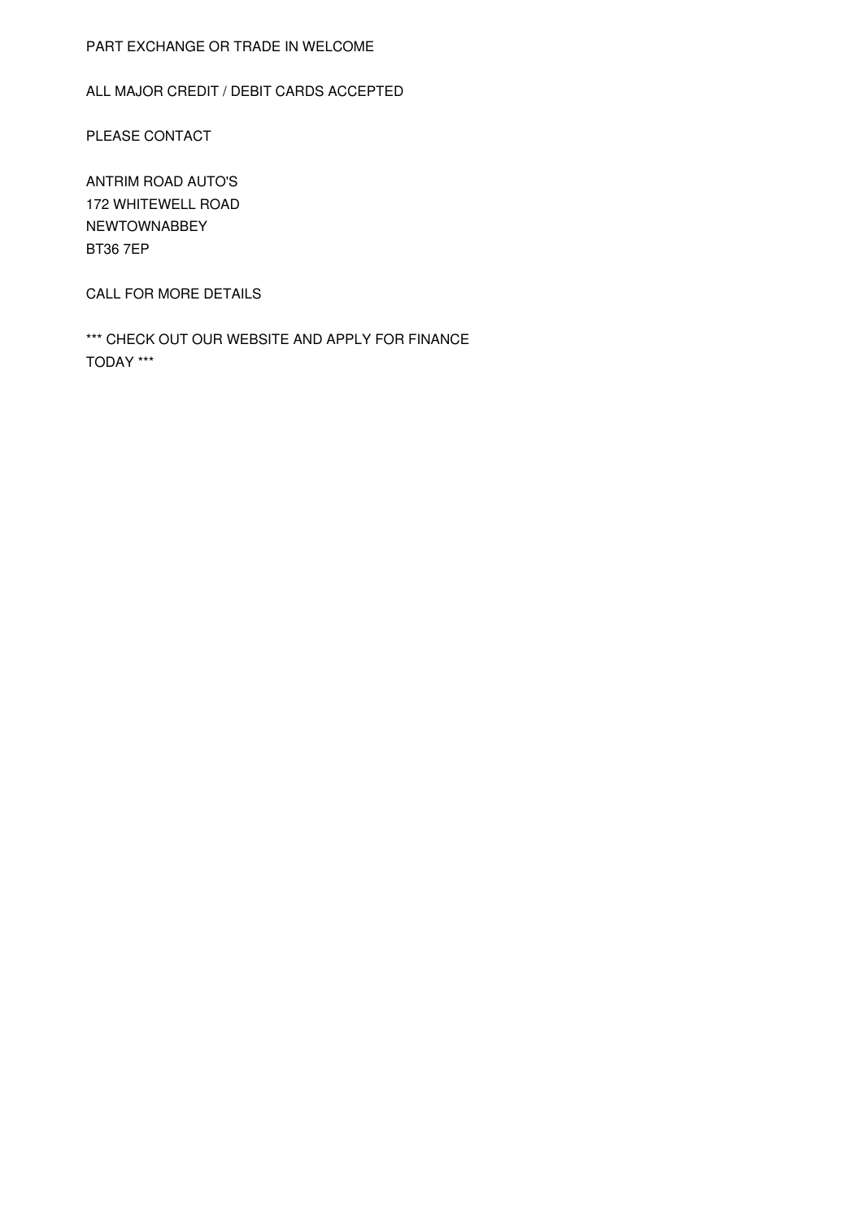PART EXCHANGE OR TRADE IN WELCOME

ALL MAJOR CREDIT / DEBIT CARDS ACCEPTED

PLEASE CONTACT

ANTRIM ROAD AUTO'S  
172 WHITEWELL ROAD  
NEWTOWNABBEY  
BT36 7EP

CALL FOR MORE DETAILS

*** CHECK OUT OUR WEBSITE AND APPLY FOR FINANCE TODAY ***